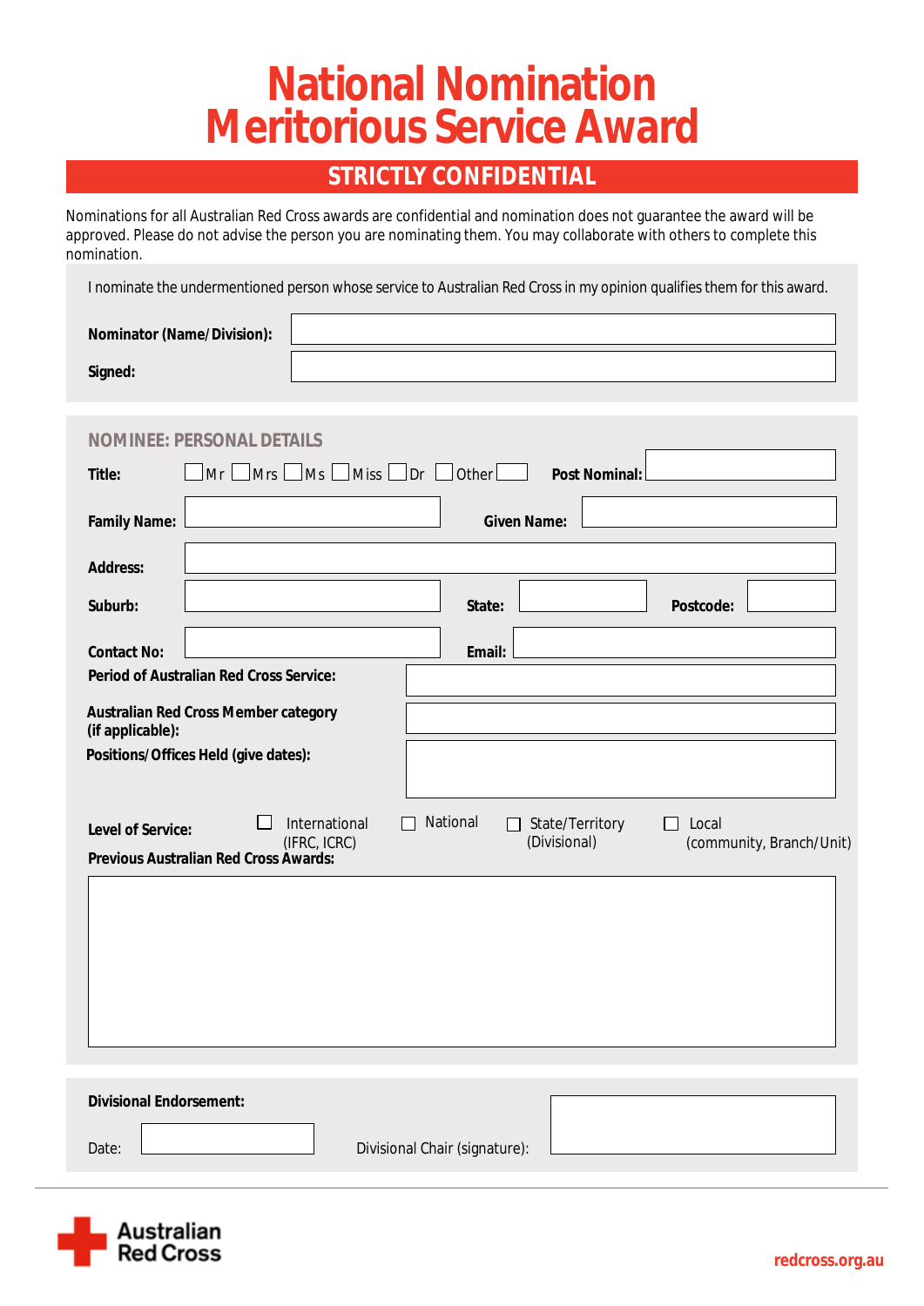# National Nomination Meritorious Service Award

## STRICTLY CONFIDENTIAL

Nominations for all Australian Red Cross awards are confidential and nomination does not guarantee the award will be approved. Please do not advise the person you are nominating them. You may collaborate with others to complete this nomination.

I nominate the undermentioned person whose service to Australian Red Cross in my opinion qualifies them for this award.

**Nominator (Name/Division):**

**Signed:**

### NOMINEE: PERSONAL DETAILS

**Title:** ☐ Mr ☐ Mrs ☐ Ms ☐ Miss ☐ Dr ☐ Other  **Post Nominal:**

**Family Name:**  **Given Name:**

**Address:**

**Suburb:**  **State:**  **Postcode:**

**Contact No:**  **Email:**

**Period of Australian Red Cross Service:**

**Australian Red Cross Member category (if applicable):**

**Positions/Offices Held (give dates):**

**Level of Service:** ☐ International (IFRC, ICRC) ☐ National ☐ State/Territory (Divisional) ☐ Local (community, Branch/Unit)

**Previous Australian Red Cross Awards:**

**Divisional Endorsement:**

Date:  Divisional Chair (signature):

Australian Red Cross

redcross.org.au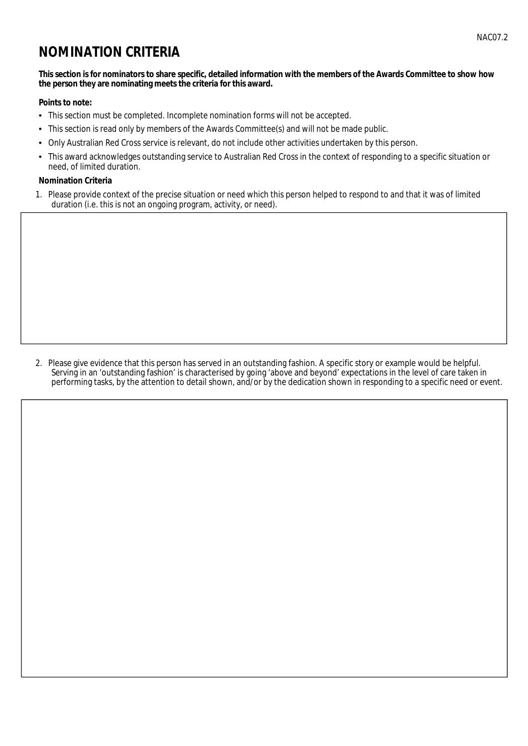# NOMINATION CRITERIA

**This section is for nominators to share specific, detailed information with the members of the Awards Committee to show how the person they are nominating meets the criteria for this award.**

**Points to note:**

- This section must be completed. Incomplete nomination forms will not be accepted.
- This section is read only by members of the Awards Committee(s) and will not be made public.
- Only Australian Red Cross service is relevant, do not include other activities undertaken by this person.
- This award acknowledges outstanding service to Australian Red Cross in the context of responding to a specific situation or need, of limited duration.

**Nomination Criteria**

1. Please provide context of the precise situation or need which this person helped to respond to and that it was of limited duration (i.e. this is not an ongoing program, activity, or need).

2. Please give evidence that this person has served in an outstanding fashion. A specific story or example would be helpful. Serving in an 'outstanding fashion' is characterised by going 'above and beyond' expectations in the level of care taken in performing tasks, by the attention to detail shown, and/or by the dedication shown in responding to a specific need or event.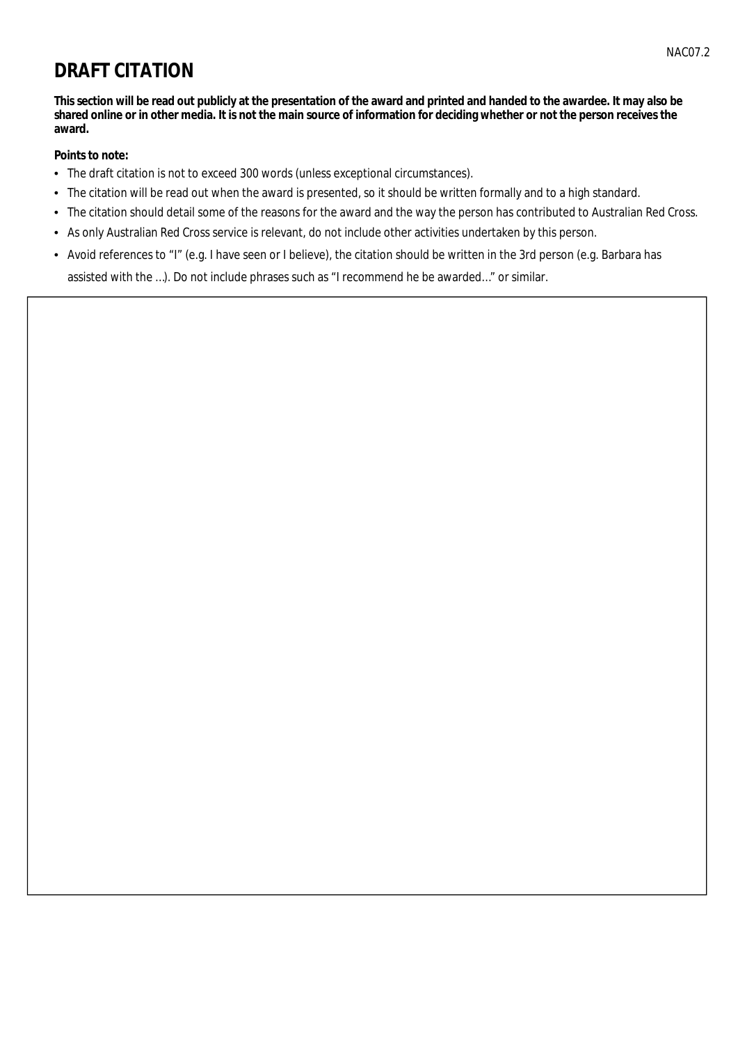# DRAFT CITATION

**This section will be read out publicly at the presentation of the award and printed and handed to the awardee. It may also be shared online or in other media. It is not the main source of information for deciding whether or not the person receives the award.**

**Points to note:**

- The draft citation is not to exceed 300 words (unless exceptional circumstances).
- The citation will be read out when the award is presented, so it should be written formally and to a high standard.
- The citation should detail some of the reasons for the award and the way the person has contributed to Australian Red Cross.
- As only Australian Red Cross service is relevant, do not include other activities undertaken by this person.
- Avoid references to "I" (e.g. I have seen or I believe), the citation should be written in the 3rd person (e.g. Barbara has assisted with the …). Do not include phrases such as "I recommend he be awarded…" or similar.